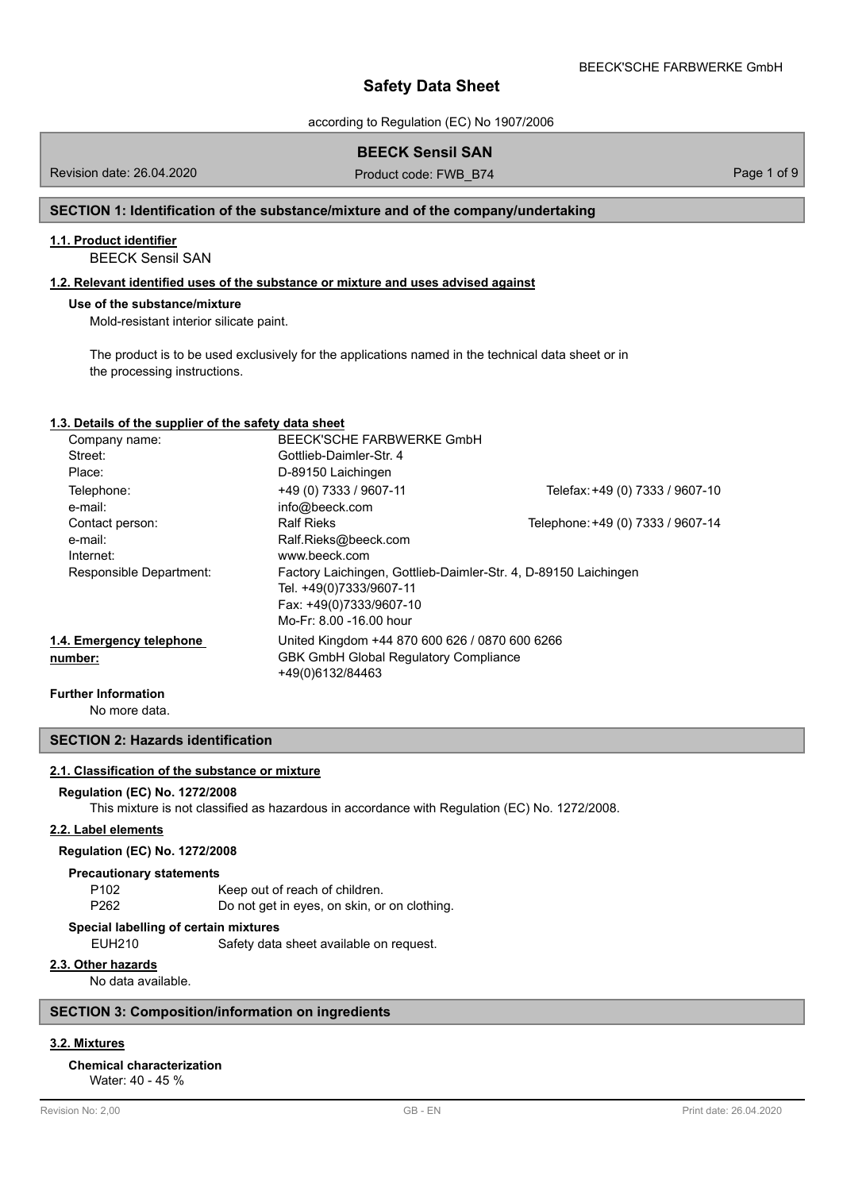# Safety Data Sheet

according to Regulation (EC) No 1907/2006

## BEECK Sensil SAN

Revision date: 26.04.2020 | Product code: FWB_B74

## SECTION 1: Identification of the substance/mixture and of the company/undertaking

### 1.1. Product identifier

BEECK Sensil SAN

### 1.2. Relevant identified uses of the substance or mixture and uses advised against

**Use of the substance/mixture**

Mold-resistant interior silicate paint.

The product is to be used exclusively for the applications named in the technical data sheet or in the processing instructions.

### 1.3. Details of the supplier of the safety data sheet

| | | |
|---|---|---|
| Company name: | BEECK'SCHE FARBWERKE GmbH | |
| Street: | Gottlieb-Daimler-Str. 4 | |
| Place: | D-89150 Laichingen | |
| Telephone: | +49 (0) 7333 / 9607-11 | Telefax: +49 (0) 7333 / 9607-10 |
| e-mail: | info@beeck.com | |
| Contact person: | Ralf Rieks | Telephone: +49 (0) 7333 / 9607-14 |
| e-mail: | Ralf.Rieks@beeck.com | |
| Internet: | www.beeck.com | |
| Responsible Department: | Factory Laichingen, Gottlieb-Daimler-Str. 4, D-89150 Laichingen<br>Tel. +49(0)7333/9607-11<br>Fax: +49(0)7333/9607-10<br>Mo-Fr: 8.00 -16.00 hour | |

**1.4. Emergency telephone number:**
United Kingdom +44 870 600 626 / 0870 600 6266
GBK GmbH Global Regulatory Compliance
+49(0)6132/84463

**Further Information**

No more data.

## SECTION 2: Hazards identification

### 2.1. Classification of the substance or mixture

**Regulation (EC) No. 1272/2008**

This mixture is not classified as hazardous in accordance with Regulation (EC) No. 1272/2008.

### 2.2. Label elements

**Regulation (EC) No. 1272/2008**

**Precautionary statements**

| | |
|---|---|
| P102 | Keep out of reach of children. |
| P262 | Do not get in eyes, on skin, or on clothing. |

**Special labelling of certain mixtures**

| | |
|---|---|
| EUH210 | Safety data sheet available on request. |

### 2.3. Other hazards

No data available.

## SECTION 3: Composition/information on ingredients

### 3.2. Mixtures

**Chemical characterization**

Water: 40 - 45 %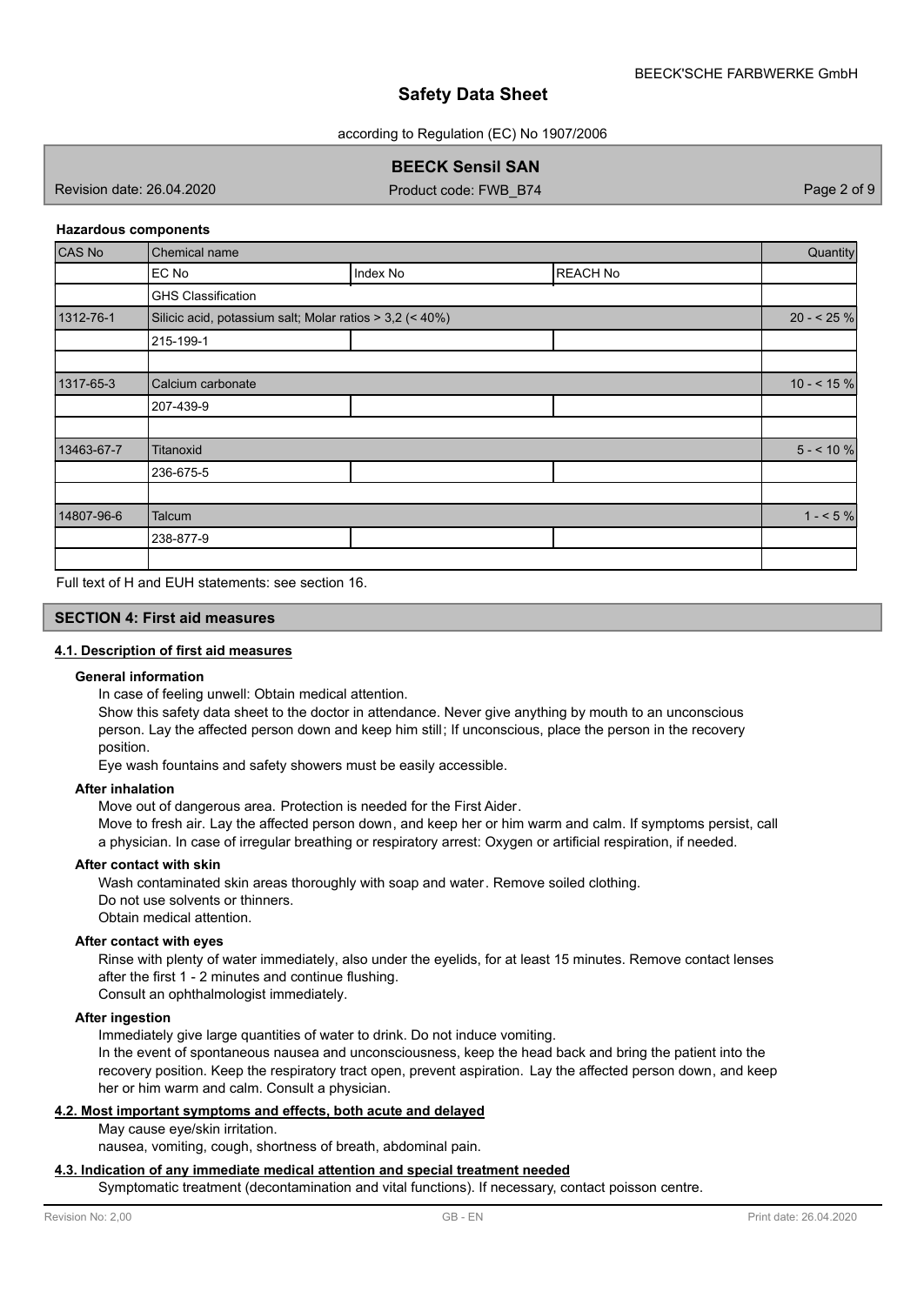#### Hazardous components

| CAS No | Chemical name | | | Quantity |
|---|---|---|---|---|
| | EC No | Index No | REACH No | |
| | GHS Classification | | | |
| 1312-76-1 | Silicic acid, potassium salt; Molar ratios > 3,2 (< 40%) | | | 20 - < 25 % |
| | 215-199-1 | | | |
| | | | | |
| 1317-65-3 | Calcium carbonate | | | 10 - < 15 % |
| | 207-439-9 | | | |
| | | | | |
| 13463-67-7 | Titanoxid | | | 5 - < 10 % |
| | 236-675-5 | | | |
| | | | | |
| 14807-96-6 | Talcum | | | 1 - < 5 % |
| | 238-877-9 | | | |
| | | | | |

Full text of H and EUH statements: see section 16.

## SECTION 4: First aid measures

### 4.1. Description of first aid measures

**General information**

In case of feeling unwell: Obtain medical attention.

Show this safety data sheet to the doctor in attendance. Never give anything by mouth to an unconscious person. Lay the affected person down and keep him still; If unconscious, place the person in the recovery position.

Eye wash fountains and safety showers must be easily accessible.

**After inhalation**

Move out of dangerous area. Protection is needed for the First Aider.

Move to fresh air. Lay the affected person down, and keep her or him warm and calm. If symptoms persist, call a physician. In case of irregular breathing or respiratory arrest: Oxygen or artificial respiration, if needed.

**After contact with skin**

Wash contaminated skin areas thoroughly with soap and water. Remove soiled clothing.

Do not use solvents or thinners.

Obtain medical attention.

**After contact with eyes**

Rinse with plenty of water immediately, also under the eyelids, for at least 15 minutes. Remove contact lenses after the first 1 - 2 minutes and continue flushing.

Consult an ophthalmologist immediately.

**After ingestion**

Immediately give large quantities of water to drink. Do not induce vomiting.

In the event of spontaneous nausea and unconsciousness, keep the head back and bring the patient into the recovery position. Keep the respiratory tract open, prevent aspiration. Lay the affected person down, and keep her or him warm and calm. Consult a physician.

### 4.2. Most important symptoms and effects, both acute and delayed

May cause eye/skin irritation.

nausea, vomiting, cough, shortness of breath, abdominal pain.

### 4.3. Indication of any immediate medical attention and special treatment needed

Symptomatic treatment (decontamination and vital functions). If necessary, contact poisson centre.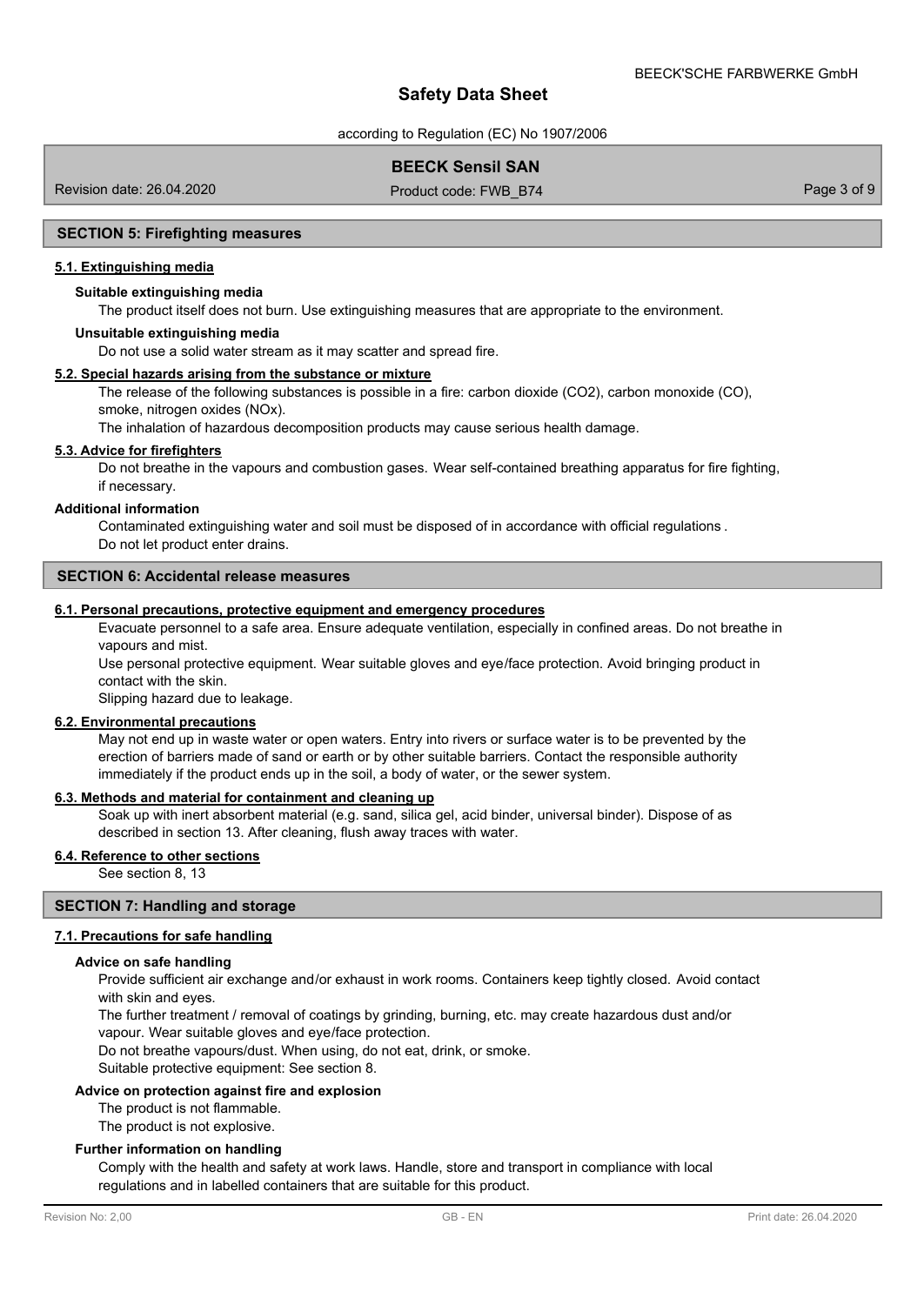## SECTION 5: Firefighting measures

### 5.1. Extinguishing media

**Suitable extinguishing media**

The product itself does not burn. Use extinguishing measures that are appropriate to the environment.

**Unsuitable extinguishing media**

Do not use a solid water stream as it may scatter and spread fire.

### 5.2. Special hazards arising from the substance or mixture

The release of the following substances is possible in a fire: carbon dioxide ($CO_2$), carbon monoxide (CO), smoke, nitrogen oxides ($NO_x$).

The inhalation of hazardous decomposition products may cause serious health damage.

### 5.3. Advice for firefighters

Do not breathe in the vapours and combustion gases. Wear self-contained breathing apparatus for fire fighting, if necessary.

**Additional information**

Contaminated extinguishing water and soil must be disposed of in accordance with official regulations .
Do not let product enter drains.

## SECTION 6: Accidental release measures

### 6.1. Personal precautions, protective equipment and emergency procedures

Evacuate personnel to a safe area. Ensure adequate ventilation, especially in confined areas. Do not breathe in vapours and mist.

Use personal protective equipment. Wear suitable gloves and eye/face protection. Avoid bringing product in contact with the skin.

Slipping hazard due to leakage.

### 6.2. Environmental precautions

May not end up in waste water or open waters. Entry into rivers or surface water is to be prevented by the erection of barriers made of sand or earth or by other suitable barriers. Contact the responsible authority immediately if the product ends up in the soil, a body of water, or the sewer system.

### 6.3. Methods and material for containment and cleaning up

Soak up with inert absorbent material (e.g. sand, silica gel, acid binder, universal binder). Dispose of as described in section 13. After cleaning, flush away traces with water.

### 6.4. Reference to other sections

See section 8, 13

## SECTION 7: Handling and storage

### 7.1. Precautions for safe handling

**Advice on safe handling**

Provide sufficient air exchange and/or exhaust in work rooms. Containers keep tightly closed. Avoid contact with skin and eyes.

The further treatment / removal of coatings by grinding, burning, etc. may create hazardous dust and/or vapour. Wear suitable gloves and eye/face protection.

Do not breathe vapours/dust. When using, do not eat, drink, or smoke.

Suitable protective equipment: See section 8.

**Advice on protection against fire and explosion**

The product is not flammable.
The product is not explosive.

**Further information on handling**

Comply with the health and safety at work laws. Handle, store and transport in compliance with local regulations and in labelled containers that are suitable for this product.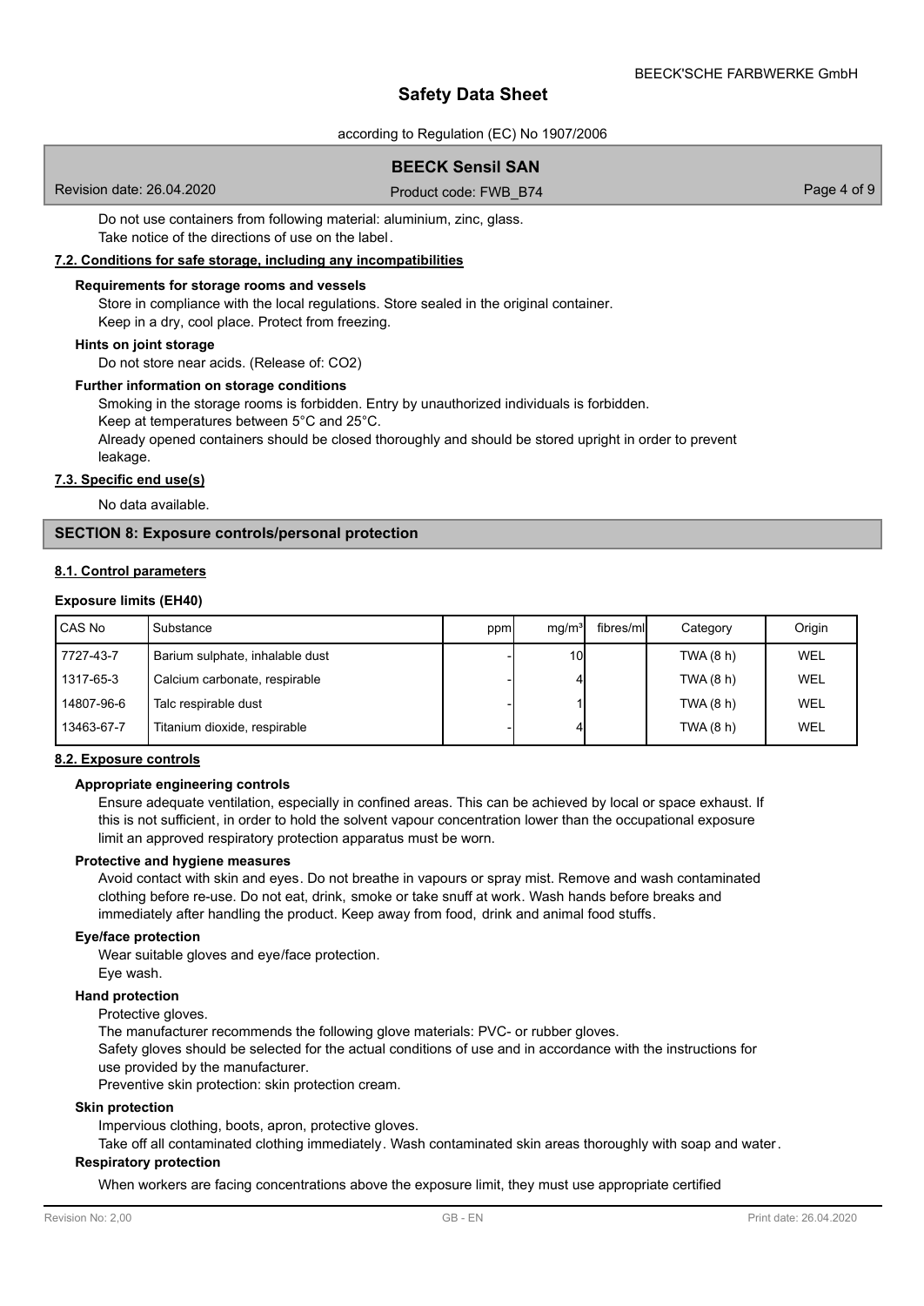Do not use containers from following material: aluminium, zinc, glass.
Take notice of the directions of use on the label.

### 7.2. Conditions for safe storage, including any incompatibilities

**Requirements for storage rooms and vessels**

Store in compliance with the local regulations. Store sealed in the original container.
Keep in a dry, cool place. Protect from freezing.

**Hints on joint storage**

Do not store near acids. (Release of: $CO_2$)

**Further information on storage conditions**

Smoking in the storage rooms is forbidden. Entry by unauthorized individuals is forbidden.
Keep at temperatures between 5°C and 25°C.
Already opened containers should be closed thoroughly and should be stored upright in order to prevent leakage.

### 7.3. Specific end use(s)

No data available.

## SECTION 8: Exposure controls/personal protection

### 8.1. Control parameters

**Exposure limits (EH40)**

| CAS No | Substance | ppm | mg/m³ | fibres/ml | Category | Origin |
|---|---|---|---|---|---|---|
| 7727-43-7 | Barium sulphate, inhalable dust | - | 10 | | TWA (8 h) | WEL |
| 1317-65-3 | Calcium carbonate, respirable | - | 4 | | TWA (8 h) | WEL |
| 14807-96-6 | Talc respirable dust | - | 1 | | TWA (8 h) | WEL |
| 13463-67-7 | Titanium dioxide, respirable | - | 4 | | TWA (8 h) | WEL |

### 8.2. Exposure controls

**Appropriate engineering controls**

Ensure adequate ventilation, especially in confined areas. This can be achieved by local or space exhaust. If this is not sufficient, in order to hold the solvent vapour concentration lower than the occupational exposure limit an approved respiratory protection apparatus must be worn.

**Protective and hygiene measures**

Avoid contact with skin and eyes. Do not breathe in vapours or spray mist. Remove and wash contaminated clothing before re-use. Do not eat, drink, smoke or take snuff at work. Wash hands before breaks and immediately after handling the product. Keep away from food, drink and animal food stuffs.

**Eye/face protection**

Wear suitable gloves and eye/face protection.
Eye wash.

**Hand protection**

Protective gloves.
The manufacturer recommends the following glove materials: PVC- or rubber gloves.
Safety gloves should be selected for the actual conditions of use and in accordance with the instructions for use provided by the manufacturer.
Preventive skin protection: skin protection cream.

**Skin protection**

Impervious clothing, boots, apron, protective gloves.
Take off all contaminated clothing immediately. Wash contaminated skin areas thoroughly with soap and water.

**Respiratory protection**

When workers are facing concentrations above the exposure limit, they must use appropriate certified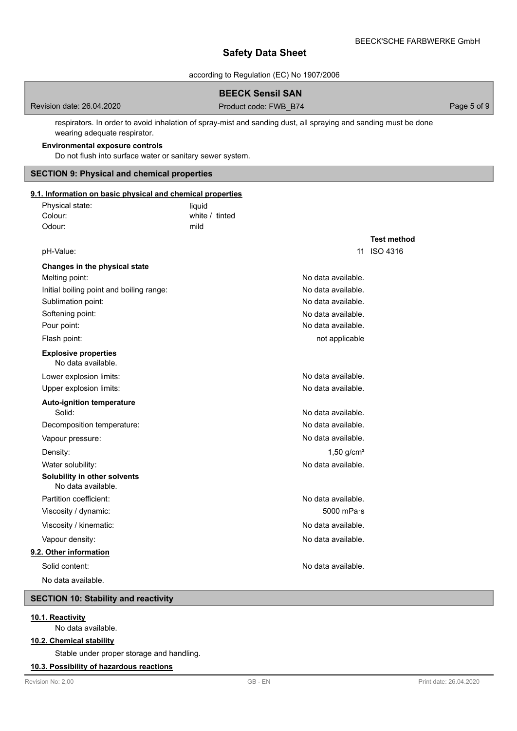respirators. In order to avoid inhalation of spray-mist and sanding dust, all spraying and sanding must be done wearing adequate respirator.

**Environmental exposure controls**

Do not flush into surface water or sanitary sewer system.

## SECTION 9: Physical and chemical properties

### 9.1. Information on basic physical and chemical properties

| | | |
|---|---|---|
| Physical state: | liquid | |
| Colour: | white / tinted | |
| Odour: | mild | |
| | | **Test method** |
| pH-Value: | 11 | ISO 4316 |
| **Changes in the physical state** | | |
| Melting point: | No data available. | |
| Initial boiling point and boiling range: | No data available. | |
| Sublimation point: | No data available. | |
| Softening point: | No data available. | |
| Pour point: | No data available. | |
| Flash point: | not applicable | |
| **Explosive properties** | | |
| No data available. | | |
| Lower explosion limits: | No data available. | |
| Upper explosion limits: | No data available. | |
| **Auto-ignition temperature** | | |
| Solid: | No data available. | |
| Decomposition temperature: | No data available. | |
| Vapour pressure: | No data available. | |
| Density: | 1,50 g/cm³ | |
| Water solubility: | No data available. | |
| **Solubility in other solvents** | | |
| No data available. | | |
| Partition coefficient: | No data available. | |
| Viscosity / dynamic: | 5000 mPa·s | |
| Viscosity / kinematic: | No data available. | |
| Vapour density: | No data available. | |

### 9.2. Other information

| | |
|---|---|
| Solid content: | No data available. |

No data available.

## SECTION 10: Stability and reactivity

### 10.1. Reactivity

No data available.

### 10.2. Chemical stability

Stable under proper storage and handling.

### 10.3. Possibility of hazardous reactions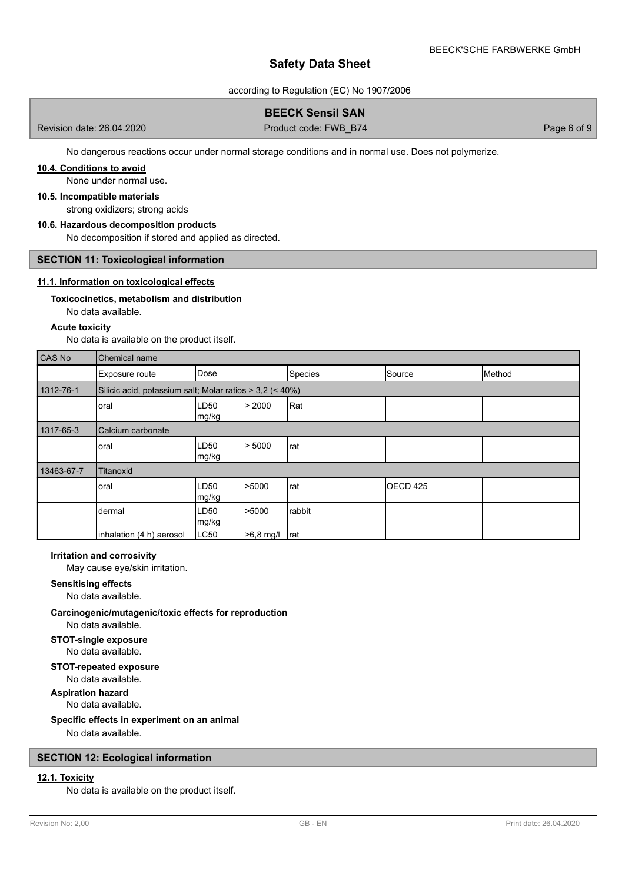No dangerous reactions occur under normal storage conditions and in normal use. Does not polymerize.

### 10.4. Conditions to avoid

None under normal use.

### 10.5. Incompatible materials

strong oxidizers; strong acids

### 10.6. Hazardous decomposition products

No decomposition if stored and applied as directed.

## SECTION 11: Toxicological information

### 11.1. Information on toxicological effects

**Toxicocinetics, metabolism and distribution**

No data available.

**Acute toxicity**

No data is available on the product itself.

| CAS No | Chemical name | | | | |
|---|---|---|---|---|---|
| | Exposure route | Dose | Species | Source | Method |
| 1312-76-1 | Silicic acid, potassium salt; Molar ratios > 3,2 (< 40%) | | | | |
| | oral | LD50 > 2000 mg/kg | Rat | | |
| 1317-65-3 | Calcium carbonate | | | | |
| | oral | LD50 > 5000 mg/kg | rat | | |
| 13463-67-7 | Titanoxid | | | | |
| | oral | LD50 >5000 mg/kg | rat | OECD 425 | |
| | dermal | LD50 >5000 mg/kg | rabbit | | |
| | inhalation (4 h) aerosol | LC50 >6,8 mg/l | rat | | |

**Irritation and corrosivity**

May cause eye/skin irritation.

**Sensitising effects**

No data available.

**Carcinogenic/mutagenic/toxic effects for reproduction**

No data available.

**STOT-single exposure**

No data available.

**STOT-repeated exposure**

No data available.

**Aspiration hazard**

No data available.

**Specific effects in experiment on an animal**

No data available.

## SECTION 12: Ecological information

### 12.1. Toxicity

No data is available on the product itself.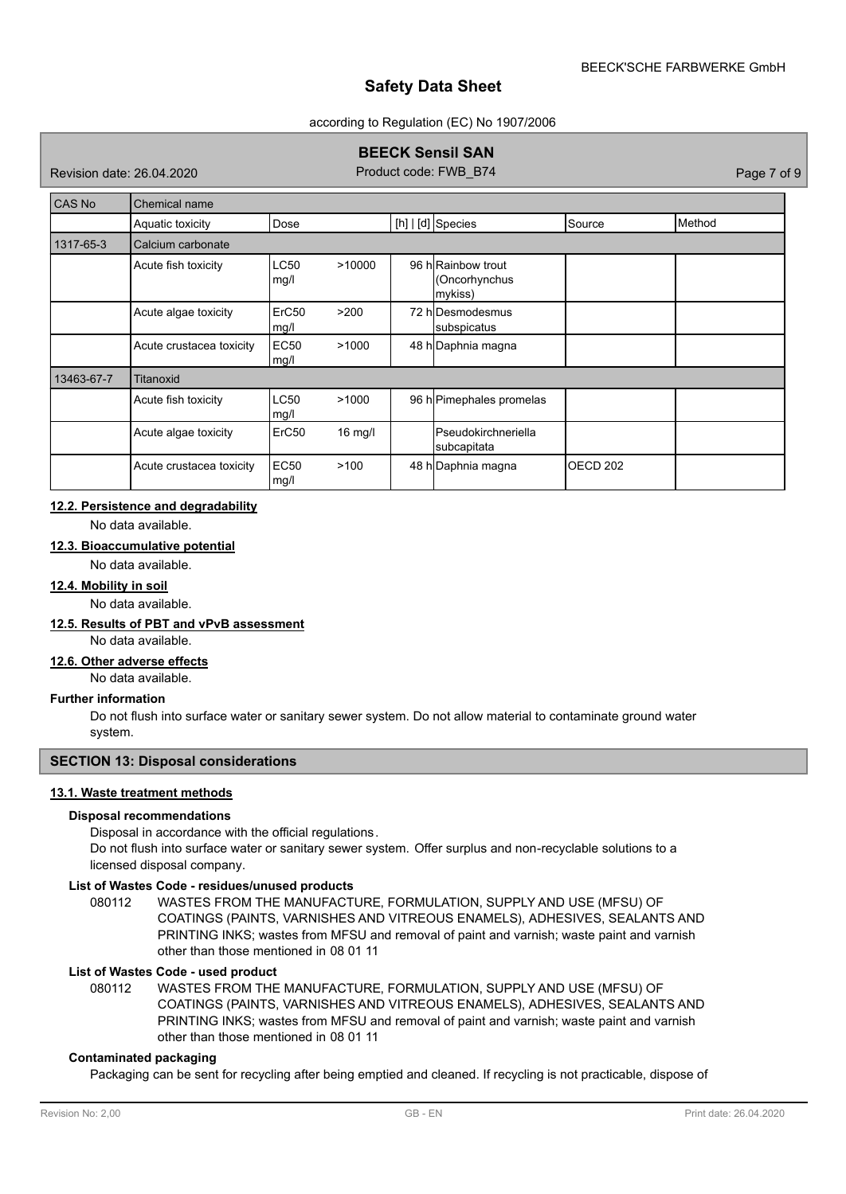| CAS No | Chemical name | | | | | |
|---|---|---|---|---|---|---|
| | Aquatic toxicity | Dose | [h] \| [d] | Species | Source | Method |
| 1317-65-3 | Calcium carbonate | | | | | |
| | Acute fish toxicity | LC50 >10000 mg/l | 96 h | Rainbow trout (Oncorhynchus mykiss) | | |
| | Acute algae toxicity | ErC50 >200 mg/l | 72 h | Desmodesmus subspicatus | | |
| | Acute crustacea toxicity | EC50 >1000 mg/l | 48 h | Daphnia magna | | |
| 13463-67-7 | Titanoxid | | | | | |
| | Acute fish toxicity | LC50 >1000 mg/l | 96 h | Pimephales promelas | | |
| | Acute algae toxicity | ErC50 16 mg/l | | Pseudokirchneriella subcapitata | | |
| | Acute crustacea toxicity | EC50 >100 mg/l | 48 h | Daphnia magna | OECD 202 | |

#### 12.2. Persistence and degradability

No data available.

#### 12.3. Bioaccumulative potential

No data available.

#### 12.4. Mobility in soil

No data available.

#### 12.5. Results of PBT and vPvB assessment

No data available.

#### 12.6. Other adverse effects

No data available.

**Further information**

Do not flush into surface water or sanitary sewer system. Do not allow material to contaminate ground water system.

## SECTION 13: Disposal considerations

#### 13.1. Waste treatment methods

**Disposal recommendations**

Disposal in accordance with the official regulations.
Do not flush into surface water or sanitary sewer system. Offer surplus and non-recyclable solutions to a licensed disposal company.

**List of Wastes Code - residues/unused products**

080112 WASTES FROM THE MANUFACTURE, FORMULATION, SUPPLY AND USE (MFSU) OF COATINGS (PAINTS, VARNISHES AND VITREOUS ENAMELS), ADHESIVES, SEALANTS AND PRINTING INKS; wastes from MFSU and removal of paint and varnish; waste paint and varnish other than those mentioned in 08 01 11

**List of Wastes Code - used product**

080112 WASTES FROM THE MANUFACTURE, FORMULATION, SUPPLY AND USE (MFSU) OF COATINGS (PAINTS, VARNISHES AND VITREOUS ENAMELS), ADHESIVES, SEALANTS AND PRINTING INKS; wastes from MFSU and removal of paint and varnish; waste paint and varnish other than those mentioned in 08 01 11

**Contaminated packaging**

Packaging can be sent for recycling after being emptied and cleaned. If recycling is not practicable, dispose of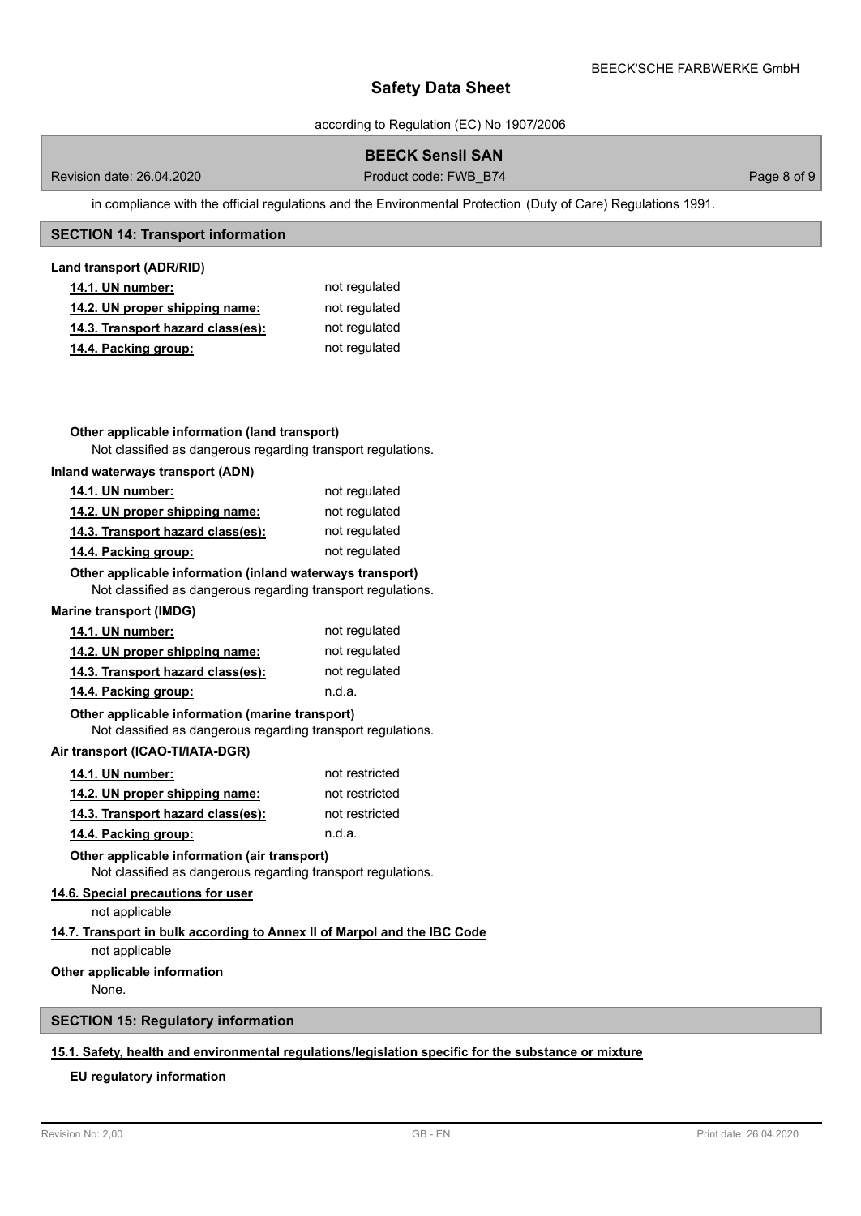in compliance with the official regulations and the Environmental Protection (Duty of Care) Regulations 1991.

## SECTION 14: Transport information

**Land transport (ADR/RID)**

| | |
|---|---|
| **14.1. UN number:** | not regulated |
| **14.2. UN proper shipping name:** | not regulated |
| **14.3. Transport hazard class(es):** | not regulated |
| **14.4. Packing group:** | not regulated |

**Other applicable information (land transport)**

Not classified as dangerous regarding transport regulations.

**Inland waterways transport (ADN)**

| | |
|---|---|
| **14.1. UN number:** | not regulated |
| **14.2. UN proper shipping name:** | not regulated |
| **14.3. Transport hazard class(es):** | not regulated |
| **14.4. Packing group:** | not regulated |

**Other applicable information (inland waterways transport)**

Not classified as dangerous regarding transport regulations.

**Marine transport (IMDG)**

| | |
|---|---|
| **14.1. UN number:** | not regulated |
| **14.2. UN proper shipping name:** | not regulated |
| **14.3. Transport hazard class(es):** | not regulated |
| **14.4. Packing group:** | n.d.a. |

**Other applicable information (marine transport)**

Not classified as dangerous regarding transport regulations.

**Air transport (ICAO-TI/IATA-DGR)**

| | |
|---|---|
| **14.1. UN number:** | not restricted |
| **14.2. UN proper shipping name:** | not restricted |
| **14.3. Transport hazard class(es):** | not restricted |
| **14.4. Packing group:** | n.d.a. |

**Other applicable information (air transport)**

Not classified as dangerous regarding transport regulations.

**14.6. Special precautions for user**

not applicable

**14.7. Transport in bulk according to Annex II of Marpol and the IBC Code**

not applicable

**Other applicable information**

None.

## SECTION 15: Regulatory information

**15.1. Safety, health and environmental regulations/legislation specific for the substance or mixture**

**EU regulatory information**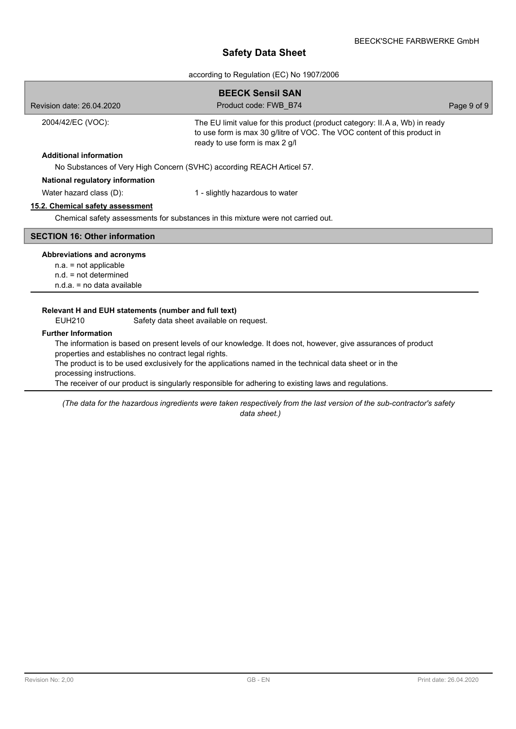| | |
|---|---|
| 2004/42/EC (VOC): | The EU limit value for this product (product category: II.A a, Wb) in ready to use form is max 30 g/litre of VOC. The VOC content of this product in ready to use form is max 2 g/l |

**Additional information**

No Substances of Very High Concern (SVHC) according REACH Articel 57.

**National regulatory information**

| | |
|---|---|
| Water hazard class (D): | 1 - slightly hazardous to water |

**15.2. Chemical safety assessment**

Chemical safety assessments for substances in this mixture were not carried out.

## SECTION 16: Other information

**Abbreviations and acronyms**

n.a. = not applicable
n.d. = not determined
n.d.a. = no data available

**Relevant H and EUH statements (number and full text)**

| | |
|---|---|
| EUH210 | Safety data sheet available on request. |

**Further Information**

The information is based on present levels of our knowledge. It does not, however, give assurances of product properties and establishes no contract legal rights.
The product is to be used exclusively for the applications named in the technical data sheet or in the processing instructions.
The receiver of our product is singularly responsible for adhering to existing laws and regulations.

*(The data for the hazardous ingredients were taken respectively from the last version of the sub-contractor's safety data sheet.)*